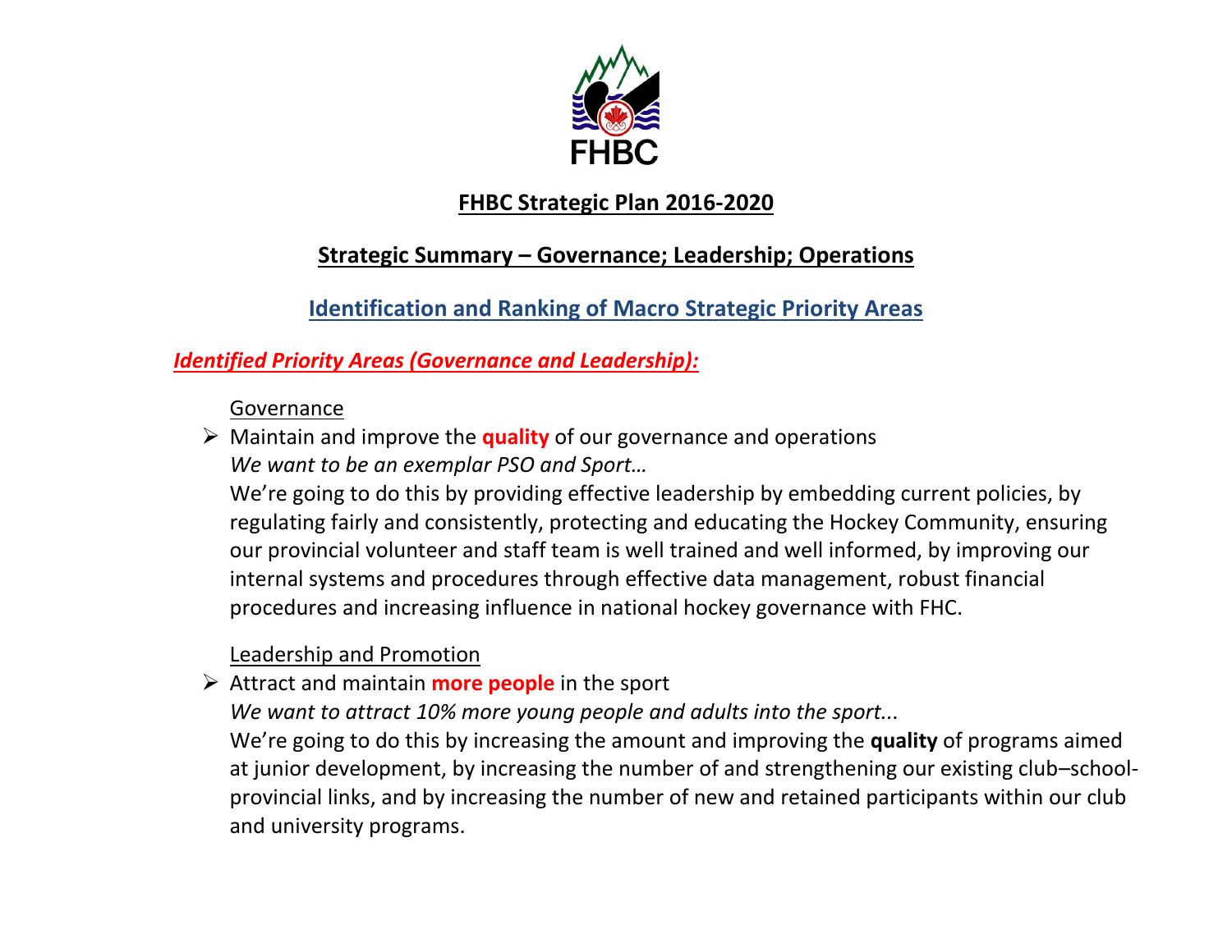FHBC

# FHBC Strategic Plan 2016-2020

## Strategic Summary – Governance; Leadership; Operations

## Identification and Ranking of Macro Strategic Priority Areas

### *Identified Priority Areas (Governance and Leadership):*

Governance

- Maintain and improve the **quality** of our governance and operations

  *We want to be an exemplar PSO and Sport…*

  We're going to do this by providing effective leadership by embedding current policies, by regulating fairly and consistently, protecting and educating the Hockey Community, ensuring our provincial volunteer and staff team is well trained and well informed, by improving our internal systems and procedures through effective data management, robust financial procedures and increasing influence in national hockey governance with FHC.

Leadership and Promotion

- Attract and maintain **more people** in the sport

  *We want to attract 10% more young people and adults into the sport...*

  We're going to do this by increasing the amount and improving the **quality** of programs aimed at junior development, by increasing the number of and strengthening our existing club–school-provincial links, and by increasing the number of new and retained participants within our club and university programs.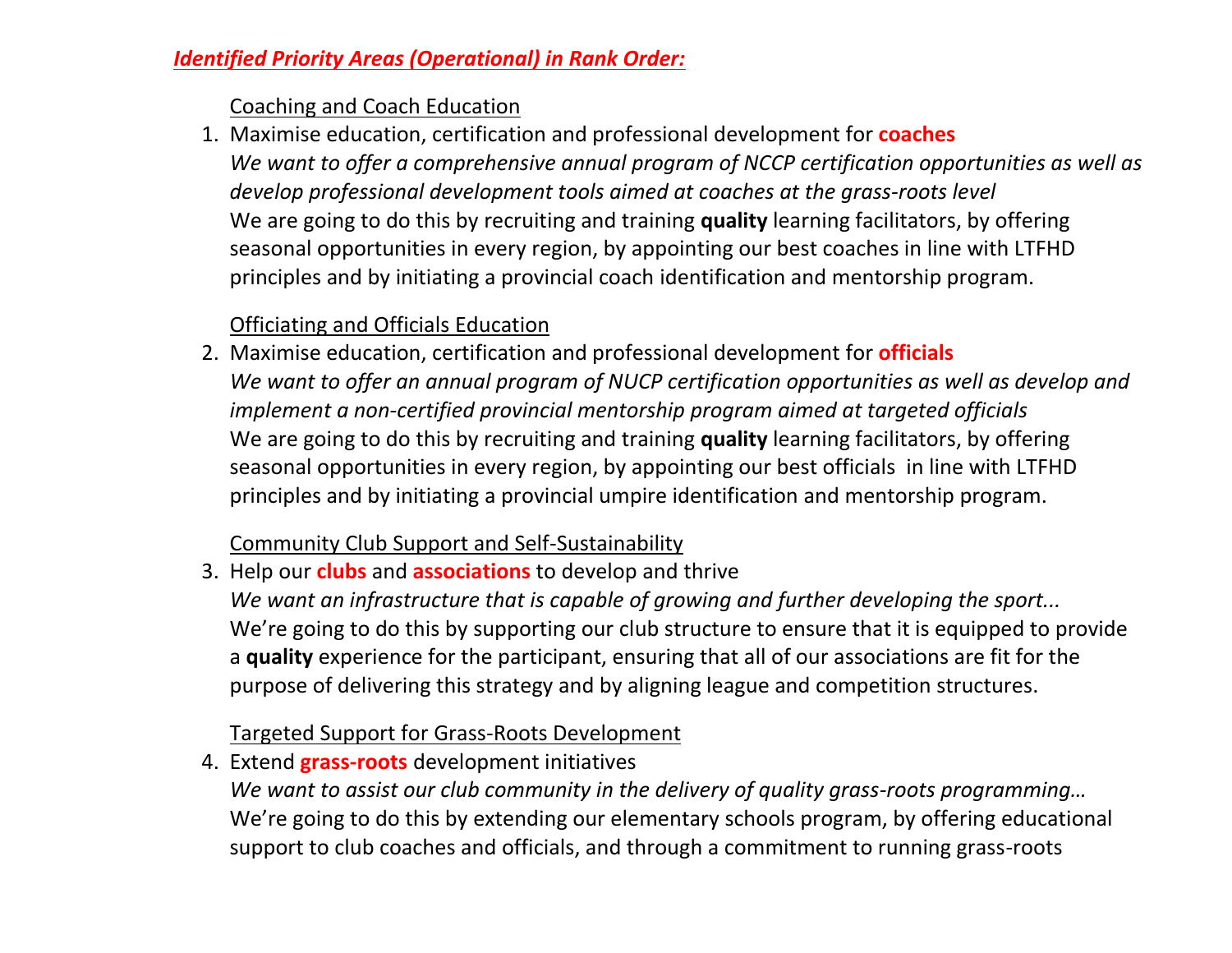***Identified Priority Areas (Operational) in Rank Order:***

Coaching and Coach Education

1. Maximise education, certification and professional development for **coaches**
   *We want to offer a comprehensive annual program of NCCP certification opportunities as well as develop professional development tools aimed at coaches at the grass-roots level*
   We are going to do this by recruiting and training **quality** learning facilitators, by offering seasonal opportunities in every region, by appointing our best coaches in line with LTFHD principles and by initiating a provincial coach identification and mentorship program.

Officiating and Officials Education

2. Maximise education, certification and professional development for **officials**
   *We want to offer an annual program of NUCP certification opportunities as well as develop and implement a non-certified provincial mentorship program aimed at targeted officials*
   We are going to do this by recruiting and training **quality** learning facilitators, by offering seasonal opportunities in every region, by appointing our best officials in line with LTFHD principles and by initiating a provincial umpire identification and mentorship program.

Community Club Support and Self-Sustainability

3. Help our **clubs** and **associations** to develop and thrive
   *We want an infrastructure that is capable of growing and further developing the sport...*
   We're going to do this by supporting our club structure to ensure that it is equipped to provide a **quality** experience for the participant, ensuring that all of our associations are fit for the purpose of delivering this strategy and by aligning league and competition structures.

Targeted Support for Grass-Roots Development

4. Extend **grass-roots** development initiatives
   *We want to assist our club community in the delivery of quality grass-roots programming…*
   We're going to do this by extending our elementary schools program, by offering educational support to club coaches and officials, and through a commitment to running grass-roots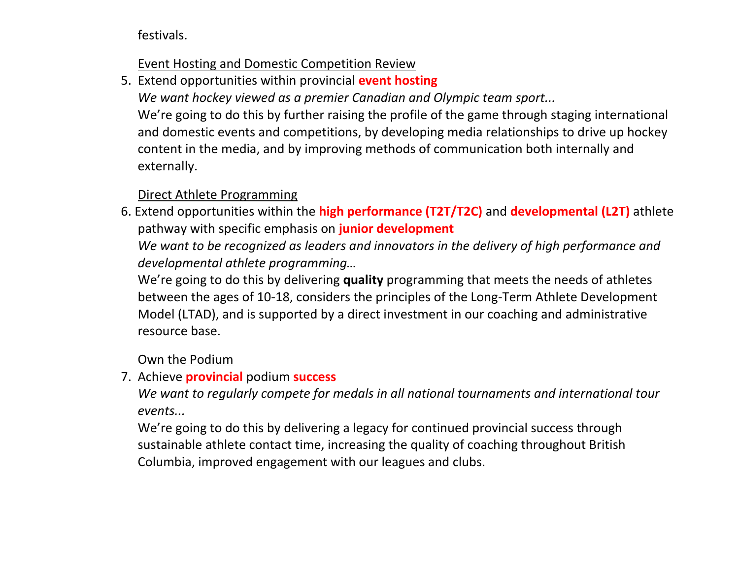festivals.

Event Hosting and Domestic Competition Review

5. Extend opportunities within provincial **event hosting**

   *We want hockey viewed as a premier Canadian and Olympic team sport...*

   We're going to do this by further raising the profile of the game through staging international and domestic events and competitions, by developing media relationships to drive up hockey content in the media, and by improving methods of communication both internally and externally.

Direct Athlete Programming

6. Extend opportunities within the **high performance (T2T/T2C)** and **developmental (L2T)** athlete pathway with specific emphasis on **junior development**

   *We want to be recognized as leaders and innovators in the delivery of high performance and developmental athlete programming…*

   We're going to do this by delivering **quality** programming that meets the needs of athletes between the ages of 10-18, considers the principles of the Long-Term Athlete Development Model (LTAD), and is supported by a direct investment in our coaching and administrative resource base.

Own the Podium

7. Achieve **provincial** podium **success**

   *We want to regularly compete for medals in all national tournaments and international tour events...*

   We're going to do this by delivering a legacy for continued provincial success through sustainable athlete contact time, increasing the quality of coaching throughout British Columbia, improved engagement with our leagues and clubs.